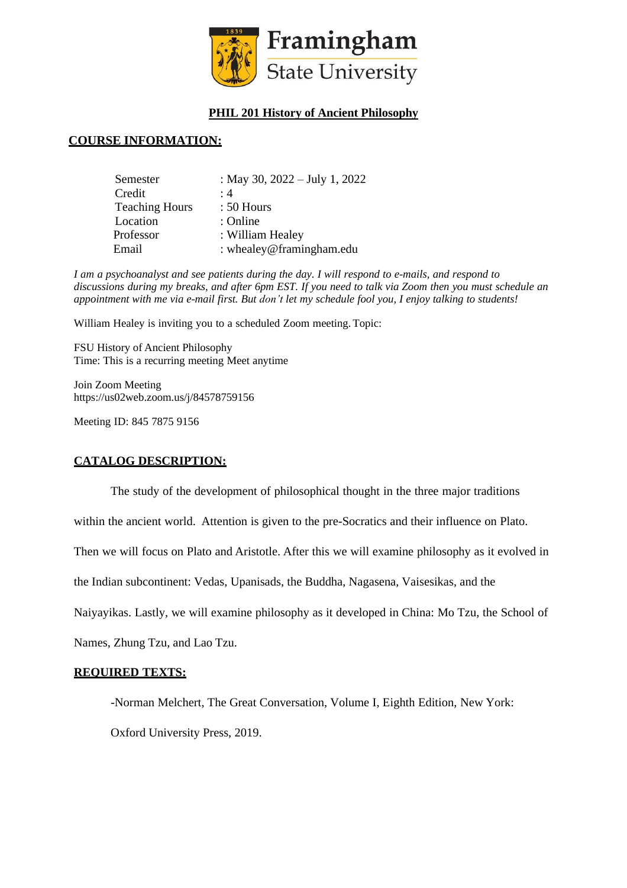Framingham State University

## PHIL 201 History of Ancient Philosophy

## COURSE INFORMATION:

| | |
|---|---|
| Semester | : May 30, 2022 – July 1, 2022 |
| Credit | : 4 |
| Teaching Hours | : 50 Hours |
| Location | : Online |
| Professor | : William Healey |
| Email | : whealey@framingham.edu |

*I am a psychoanalyst and see patients during the day. I will respond to e-mails, and respond to discussions during my breaks, and after 6pm EST. If you need to talk via Zoom then you must schedule an appointment with me via e-mail first. But don't let my schedule fool you, I enjoy talking to students!*

William Healey is inviting you to a scheduled Zoom meeting. Topic:

FSU History of Ancient Philosophy
Time: This is a recurring meeting Meet anytime

Join Zoom Meeting
https://us02web.zoom.us/j/84578759156

Meeting ID: 845 7875 9156

## CATALOG DESCRIPTION:

The study of the development of philosophical thought in the three major traditions within the ancient world. Attention is given to the pre-Socratics and their influence on Plato. Then we will focus on Plato and Aristotle. After this we will examine philosophy as it evolved in the Indian subcontinent: Vedas, Upanisads, the Buddha, Nagasena, Vaisesikas, and the Naiyayikas. Lastly, we will examine philosophy as it developed in China: Mo Tzu, the School of Names, Zhung Tzu, and Lao Tzu.

## REQUIRED TEXTS:

-Norman Melchert, The Great Conversation, Volume I, Eighth Edition, New York: Oxford University Press, 2019.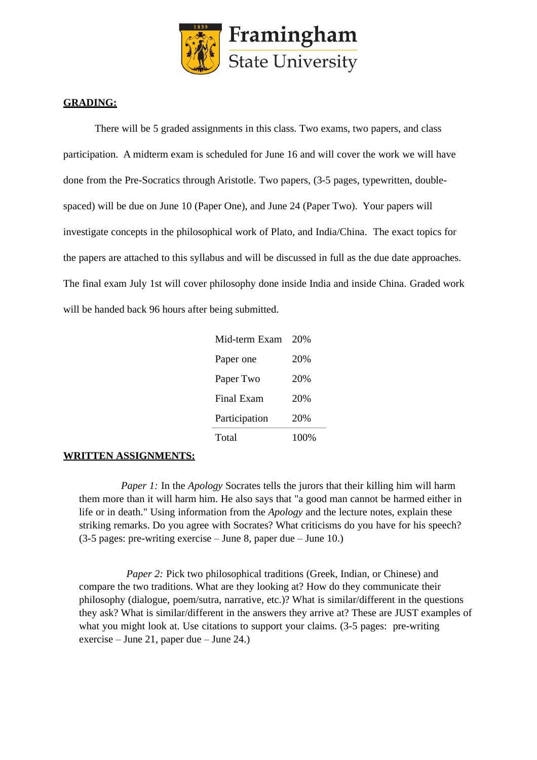**GRADING:**

There will be 5 graded assignments in this class. Two exams, two papers, and class participation. A midterm exam is scheduled for June 16 and will cover the work we will have done from the Pre-Socratics through Aristotle. Two papers, (3-5 pages, typewritten, double-spaced) will be due on June 10 (Paper One), and June 24 (Paper Two). Your papers will investigate concepts in the philosophical work of Plato, and India/China. The exact topics for the papers are attached to this syllabus and will be discussed in full as the due date approaches. The final exam July 1st will cover philosophy done inside India and inside China. Graded work will be handed back 96 hours after being submitted.

| | |
|---|---|
| Mid-term Exam | 20% |
| Paper one | 20% |
| Paper Two | 20% |
| Final Exam | 20% |
| Participation | 20% |
| Total | 100% |

**WRITTEN ASSIGNMENTS:**

*Paper 1:* In the *Apology* Socrates tells the jurors that their killing him will harm them more than it will harm him. He also says that "a good man cannot be harmed either in life or in death." Using information from the *Apology* and the lecture notes, explain these striking remarks. Do you agree with Socrates? What criticisms do you have for his speech? (3-5 pages: pre-writing exercise – June 8, paper due – June 10.)

*Paper 2:* Pick two philosophical traditions (Greek, Indian, or Chinese) and compare the two traditions. What are they looking at? How do they communicate their philosophy (dialogue, poem/sutra, narrative, etc.)? What is similar/different in the questions they ask? What is similar/different in the answers they arrive at? These are JUST examples of what you might look at. Use citations to support your claims. (3-5 pages: pre-writing exercise – June 21, paper due – June 24.)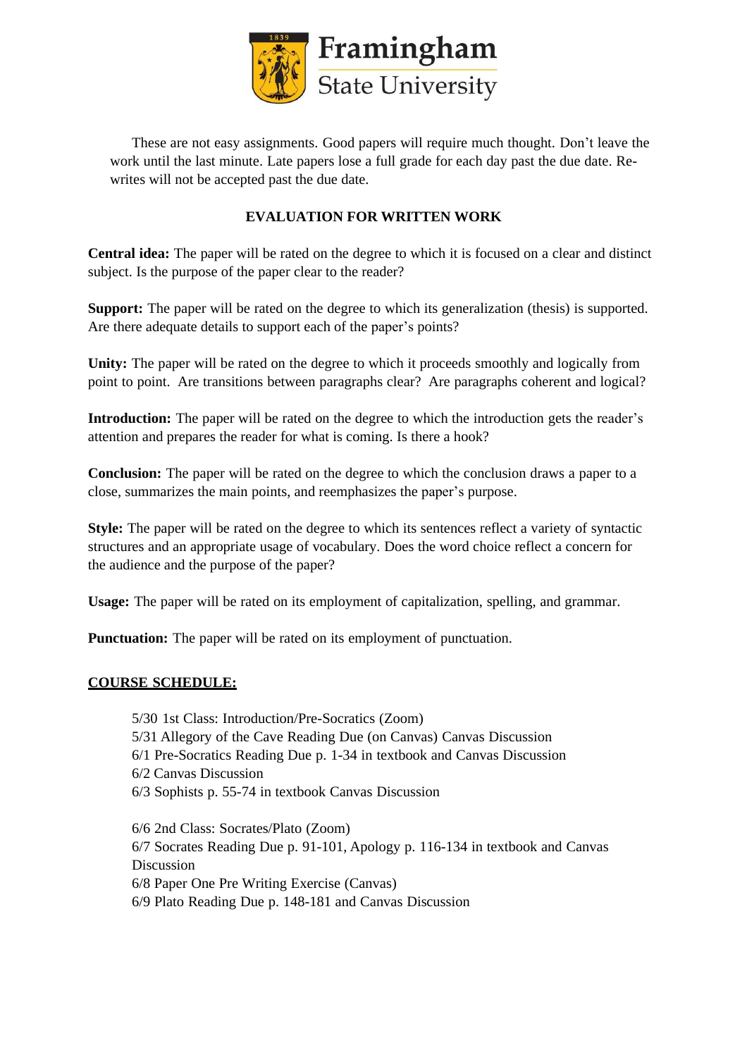These are not easy assignments. Good papers will require much thought. Don't leave the work until the last minute. Late papers lose a full grade for each day past the due date. Re-writes will not be accepted past the due date.

## EVALUATION FOR WRITTEN WORK

**Central idea:** The paper will be rated on the degree to which it is focused on a clear and distinct subject. Is the purpose of the paper clear to the reader?

**Support:** The paper will be rated on the degree to which its generalization (thesis) is supported. Are there adequate details to support each of the paper's points?

**Unity:** The paper will be rated on the degree to which it proceeds smoothly and logically from point to point. Are transitions between paragraphs clear? Are paragraphs coherent and logical?

**Introduction:** The paper will be rated on the degree to which the introduction gets the reader's attention and prepares the reader for what is coming. Is there a hook?

**Conclusion:** The paper will be rated on the degree to which the conclusion draws a paper to a close, summarizes the main points, and reemphasizes the paper's purpose.

**Style:** The paper will be rated on the degree to which its sentences reflect a variety of syntactic structures and an appropriate usage of vocabulary. Does the word choice reflect a concern for the audience and the purpose of the paper?

**Usage:** The paper will be rated on its employment of capitalization, spelling, and grammar.

**Punctuation:** The paper will be rated on its employment of punctuation.

## COURSE SCHEDULE:

5/30 1st Class: Introduction/Pre-Socratics (Zoom)
5/31 Allegory of the Cave Reading Due (on Canvas) Canvas Discussion
6/1 Pre-Socratics Reading Due p. 1-34 in textbook and Canvas Discussion
6/2 Canvas Discussion
6/3 Sophists p. 55-74 in textbook Canvas Discussion

6/6 2nd Class: Socrates/Plato (Zoom)
6/7 Socrates Reading Due p. 91-101, Apology p. 116-134 in textbook and Canvas Discussion
6/8 Paper One Pre Writing Exercise (Canvas)
6/9 Plato Reading Due p. 148-181 and Canvas Discussion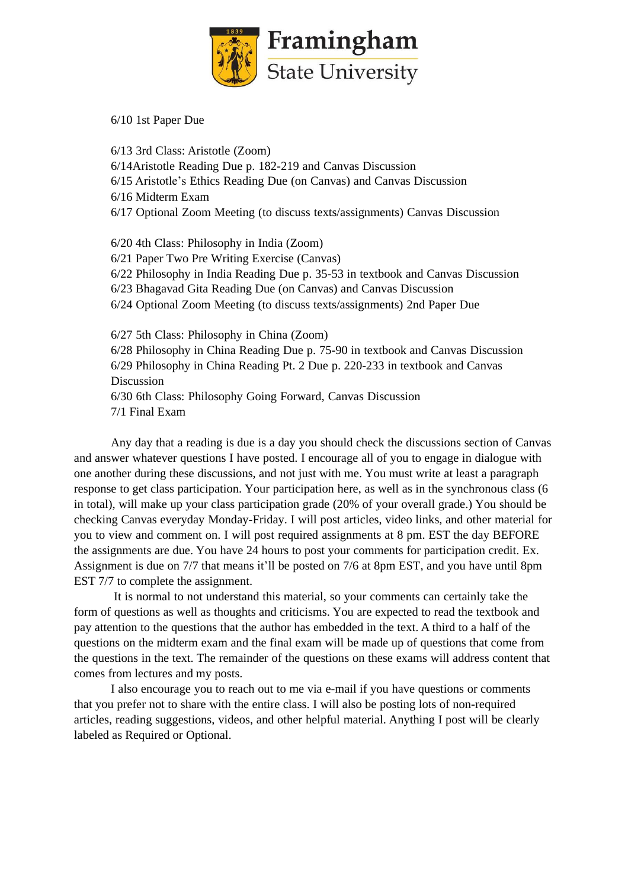6/10 1st Paper Due

6/13 3rd Class: Aristotle (Zoom)
6/14Aristotle Reading Due p. 182-219 and Canvas Discussion
6/15 Aristotle's Ethics Reading Due (on Canvas) and Canvas Discussion
6/16 Midterm Exam
6/17 Optional Zoom Meeting (to discuss texts/assignments) Canvas Discussion

6/20 4th Class: Philosophy in India (Zoom)
6/21 Paper Two Pre Writing Exercise (Canvas)
6/22 Philosophy in India Reading Due p. 35-53 in textbook and Canvas Discussion
6/23 Bhagavad Gita Reading Due (on Canvas) and Canvas Discussion
6/24 Optional Zoom Meeting (to discuss texts/assignments) 2nd Paper Due

6/27 5th Class: Philosophy in China (Zoom)
6/28 Philosophy in China Reading Due p. 75-90 in textbook and Canvas Discussion
6/29 Philosophy in China Reading Pt. 2 Due p. 220-233 in textbook and Canvas Discussion
6/30 6th Class: Philosophy Going Forward, Canvas Discussion
7/1 Final Exam

Any day that a reading is due is a day you should check the discussions section of Canvas and answer whatever questions I have posted. I encourage all of you to engage in dialogue with one another during these discussions, and not just with me. You must write at least a paragraph response to get class participation. Your participation here, as well as in the synchronous class (6 in total), will make up your class participation grade (20% of your overall grade.) You should be checking Canvas everyday Monday-Friday. I will post articles, video links, and other material for you to view and comment on. I will post required assignments at 8 pm. EST the day BEFORE the assignments are due. You have 24 hours to post your comments for participation credit. Ex. Assignment is due on 7/7 that means it'll be posted on 7/6 at 8pm EST, and you have until 8pm EST 7/7 to complete the assignment.

It is normal to not understand this material, so your comments can certainly take the form of questions as well as thoughts and criticisms. You are expected to read the textbook and pay attention to the questions that the author has embedded in the text. A third to a half of the questions on the midterm exam and the final exam will be made up of questions that come from the questions in the text. The remainder of the questions on these exams will address content that comes from lectures and my posts.

I also encourage you to reach out to me via e-mail if you have questions or comments that you prefer not to share with the entire class. I will also be posting lots of non-required articles, reading suggestions, videos, and other helpful material. Anything I post will be clearly labeled as Required or Optional.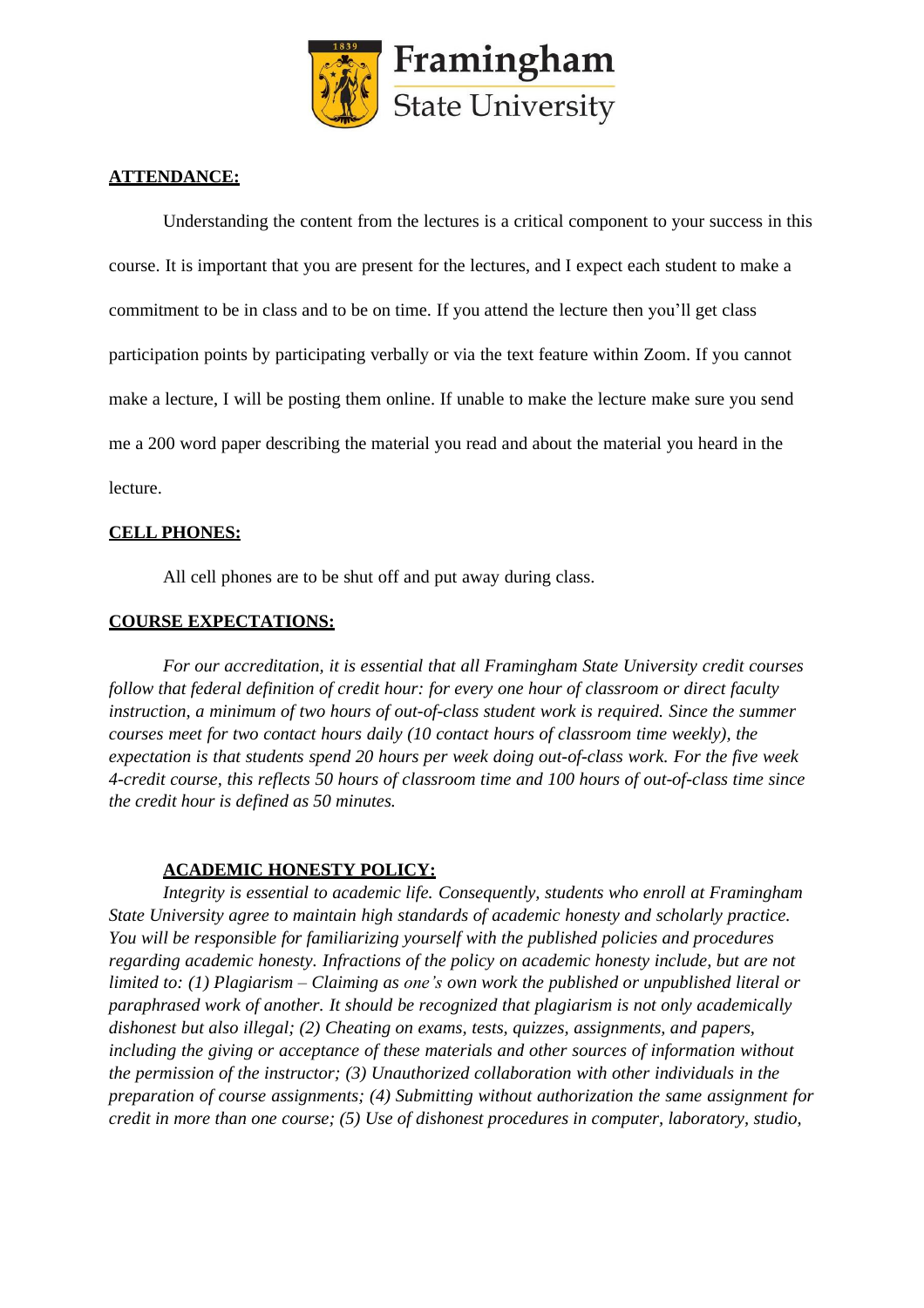**ATTENDANCE:**

Understanding the content from the lectures is a critical component to your success in this course. It is important that you are present for the lectures, and I expect each student to make a commitment to be in class and to be on time. If you attend the lecture then you'll get class participation points by participating verbally or via the text feature within Zoom. If you cannot make a lecture, I will be posting them online. If unable to make the lecture make sure you send me a 200 word paper describing the material you read and about the material you heard in the lecture.

**CELL PHONES:**

All cell phones are to be shut off and put away during class.

**COURSE EXPECTATIONS:**

*For our accreditation, it is essential that all Framingham State University credit courses follow that federal definition of credit hour: for every one hour of classroom or direct faculty instruction, a minimum of two hours of out-of-class student work is required. Since the summer courses meet for two contact hours daily (10 contact hours of classroom time weekly), the expectation is that students spend 20 hours per week doing out-of-class work. For the five week 4-credit course, this reflects 50 hours of classroom time and 100 hours of out-of-class time since the credit hour is defined as 50 minutes.*

**ACADEMIC HONESTY POLICY:**

*Integrity is essential to academic life. Consequently, students who enroll at Framingham State University agree to maintain high standards of academic honesty and scholarly practice. You will be responsible for familiarizing yourself with the published policies and procedures regarding academic honesty. Infractions of the policy on academic honesty include, but are not limited to: (1) Plagiarism – Claiming as one's own work the published or unpublished literal or paraphrased work of another. It should be recognized that plagiarism is not only academically dishonest but also illegal; (2) Cheating on exams, tests, quizzes, assignments, and papers, including the giving or acceptance of these materials and other sources of information without the permission of the instructor; (3) Unauthorized collaboration with other individuals in the preparation of course assignments; (4) Submitting without authorization the same assignment for credit in more than one course; (5) Use of dishonest procedures in computer, laboratory, studio,*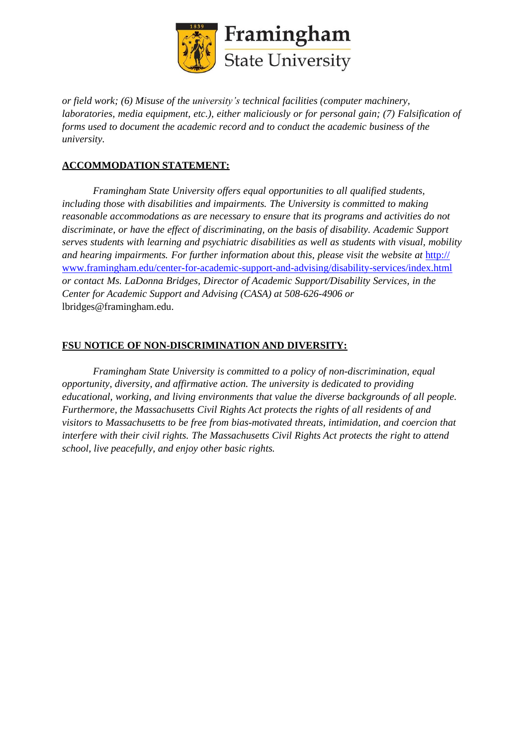*or field work; (6) Misuse of the university's technical facilities (computer machinery, laboratories, media equipment, etc.), either maliciously or for personal gain; (7) Falsification of forms used to document the academic record and to conduct the academic business of the university.*

## ACCOMMODATION STATEMENT:

*Framingham State University offers equal opportunities to all qualified students, including those with disabilities and impairments. The University is committed to making reasonable accommodations as are necessary to ensure that its programs and activities do not discriminate, or have the effect of discriminating, on the basis of disability. Academic Support serves students with learning and psychiatric disabilities as well as students with visual, mobility and hearing impairments. For further information about this, please visit the website at* [http://www.framingham.edu/center-for-academic-support-and-advising/disability-services/index.html](http://www.framingham.edu/center-for-academic-support-and-advising/disability-services/index.html) *or contact Ms. LaDonna Bridges, Director of Academic Support/Disability Services, in the Center for Academic Support and Advising (CASA) at 508-626-4906 or* lbridges@framingham.edu.

## FSU NOTICE OF NON-DISCRIMINATION AND DIVERSITY:

*Framingham State University is committed to a policy of non-discrimination, equal opportunity, diversity, and affirmative action. The university is dedicated to providing educational, working, and living environments that value the diverse backgrounds of all people. Furthermore, the Massachusetts Civil Rights Act protects the rights of all residents of and visitors to Massachusetts to be free from bias-motivated threats, intimidation, and coercion that interfere with their civil rights. The Massachusetts Civil Rights Act protects the right to attend school, live peacefully, and enjoy other basic rights.*